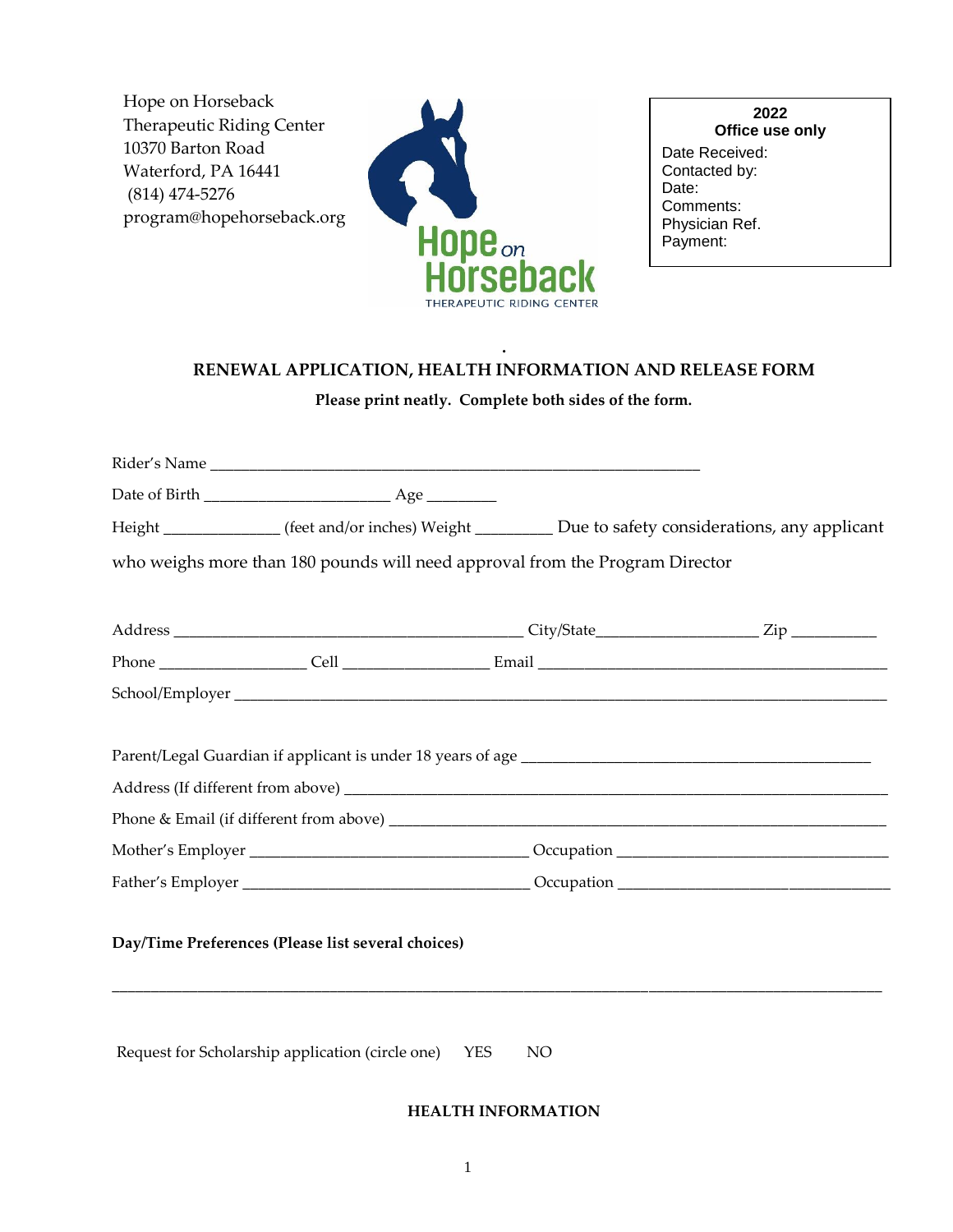Hope on Horseback
Therapeutic Riding Center
10370 Barton Road
Waterford, PA 16441
(814) 474-5276
program@hopehorseback.org

Hope on Horseback
THERAPEUTIC RIDING CENTER

**2022**
**Office use only**
Date Received:
Contacted by:
Date:
Comments:
Physician Ref.
Payment:

## RENEWAL APPLICATION, HEALTH INFORMATION AND RELEASE FORM

**Please print neatly. Complete both sides of the form.**

Rider's Name ____________________________________________________________

Date of Birth ______________________ Age ________

Height _____________ (feet and/or inches) Weight _________ Due to safety considerations, any applicant who weighs more than 180 pounds will need approval from the Program Director

Address ____________________________________________ City/State___________________ Zip __________

Phone _________________ Cell _________________ Email ___________________________________________

School/Employer ___________________________________________________________________________

Parent/Legal Guardian if applicant is under 18 years of age ____________________________________________

Address (If different from above) ______________________________________________________________

Phone & Email (if different from above) ________________________________________________________

Mother's Employer __________________________________ Occupation _________________________________

Father's Employer ___________________________________ Occupation _________________________________

**Day/Time Preferences (Please list several choices)**

______________________________________________________________________________________________

Request for Scholarship application (circle one) YES NO

**HEALTH INFORMATION**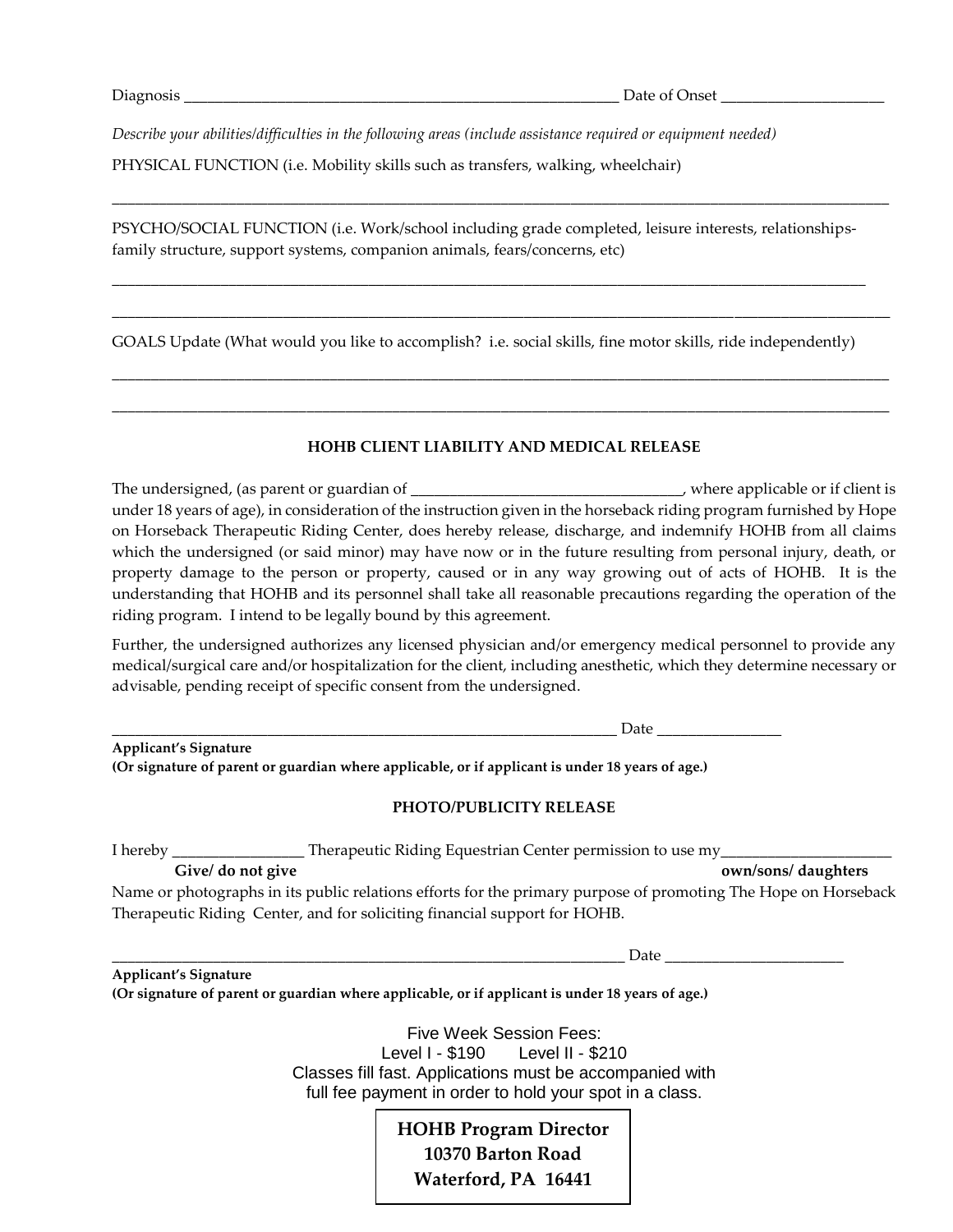Diagnosis ________________________________________________________ Date of Onset ____________________

*Describe your abilities/difficulties in the following areas (include assistance required or equipment needed)*

PHYSICAL FUNCTION (i.e. Mobility skills such as transfers, walking, wheelchair)

______________________________________________________________________________________________________

PSYCHO/SOCIAL FUNCTION (i.e. Work/school including grade completed, leisure interests, relationships- family structure, support systems, companion animals, fears/concerns, etc)

______________________________________________________________________________________________________

______________________________________________________________________________________________________

GOALS Update (What would you like to accomplish? i.e. social skills, fine motor skills, ride independently)

______________________________________________________________________________________________________

______________________________________________________________________________________________________

**HOHB CLIENT LIABILITY AND MEDICAL RELEASE**

The undersigned, (as parent or guardian of ___________________________________, where applicable or if client is under 18 years of age), in consideration of the instruction given in the horseback riding program furnished by Hope on Horseback Therapeutic Riding Center, does hereby release, discharge, and indemnify HOHB from all claims which the undersigned (or said minor) may have now or in the future resulting from personal injury, death, or property damage to the person or property, caused or in any way growing out of acts of HOHB. It is the understanding that HOHB and its personnel shall take all reasonable precautions regarding the operation of the riding program. I intend to be legally bound by this agreement.

Further, the undersigned authorizes any licensed physician and/or emergency medical personnel to provide any medical/surgical care and/or hospitalization for the client, including anesthetic, which they determine necessary or advisable, pending receipt of specific consent from the undersigned.

____________________________________________________________________ Date ________________

**Applicant's Signature**
**(Or signature of parent or guardian where applicable, or if applicant is under 18 years of age.)**

**PHOTO/PUBLICITY RELEASE**

I hereby _________________ Therapeutic Riding Equestrian Center permission to use my______________________
**Give/ do not give** **own/sons/ daughters**
Name or photographs in its public relations efforts for the primary purpose of promoting The Hope on Horseback Therapeutic Riding Center, and for soliciting financial support for HOHB.

____________________________________________________________________ Date _______________________

**Applicant's Signature**
**(Or signature of parent or guardian where applicable, or if applicant is under 18 years of age.)**

Five Week Session Fees:
Level I - $190 Level II - $210
Classes fill fast. Applications must be accompanied with full fee payment in order to hold your spot in a class.

**HOHB Program Director**
**10370 Barton Road**
**Waterford, PA 16441**